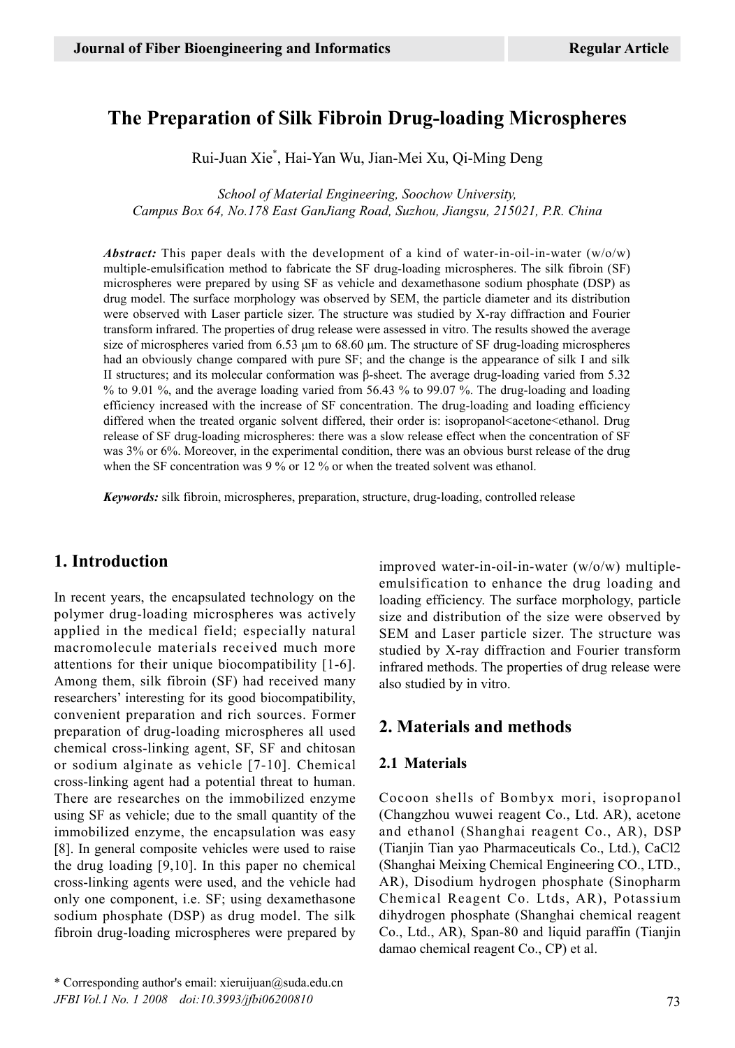# The Preparation of Silk Fibroin Drug-loading Microspheres

Rui-Juan Xie[*], Hai-Yan Wu, Jian-Mei Xu, Qi-Ming Deng

*School of Material Engineering, Soochow University, Campus Box 64, No.178 East GanJiang Road, Suzhou, Jiangsu, 215021, P.R. China*

***Abstract:*** This paper deals with the development of a kind of water-in-oil-in-water (w/o/w) multiple-emulsification method to fabricate the SF drug-loading microspheres. The silk fibroin (SF) microspheres were prepared by using SF as vehicle and dexamethasone sodium phosphate (DSP) as drug model. The surface morphology was observed by SEM, the particle diameter and its distribution were observed with Laser particle sizer. The structure was studied by X-ray diffraction and Fourier transform infrared. The properties of drug release were assessed in vitro. The results showed the average size of microspheres varied from 6.53 μm to 68.60 μm. The structure of SF drug-loading microspheres had an obviously change compared with pure SF; and the change is the appearance of silk I and silk II structures; and its molecular conformation was β-sheet. The average drug-loading varied from 5.32 % to 9.01 %, and the average loading varied from 56.43 % to 99.07 %. The drug-loading and loading efficiency increased with the increase of SF concentration. The drug-loading and loading efficiency differed when the treated organic solvent differed, their order is: isopropanol<acetone<ethanol. Drug release of SF drug-loading microspheres: there was a slow release effect when the concentration of SF was 3% or 6%. Moreover, in the experimental condition, there was an obvious burst release of the drug when the SF concentration was 9 % or 12 % or when the treated solvent was ethanol.

***Keywords:*** silk fibroin, microspheres, preparation, structure, drug-loading, controlled release

## 1. Introduction

In recent years, the encapsulated technology on the polymer drug-loading microspheres was actively applied in the medical field; especially natural macromolecule materials received much more attentions for their unique biocompatibility [1-6]. Among them, silk fibroin (SF) had received many researchers' interesting for its good biocompatibility, convenient preparation and rich sources. Former preparation of drug-loading microspheres all used chemical cross-linking agent, SF, SF and chitosan or sodium alginate as vehicle [7-10]. Chemical cross-linking agent had a potential threat to human. There are researches on the immobilized enzyme using SF as vehicle; due to the small quantity of the immobilized enzyme, the encapsulation was easy [8]. In general composite vehicles were used to raise the drug loading [9,10]. In this paper no chemical cross-linking agents were used, and the vehicle had only one component, i.e. SF; using dexamethasone sodium phosphate (DSP) as drug model. The silk fibroin drug-loading microspheres were prepared by improved water-in-oil-in-water (w/o/w) multiple-emulsification to enhance the drug loading and loading efficiency. The surface morphology, particle size and distribution of the size were observed by SEM and Laser particle sizer. The structure was studied by X-ray diffraction and Fourier transform infrared methods. The properties of drug release were also studied by in vitro.

## 2. Materials and methods

### 2.1 Materials

Cocoon shells of Bombyx mori, isopropanol (Changzhou wuwei reagent Co., Ltd. AR), acetone and ethanol (Shanghai reagent Co., AR), DSP (Tianjin Tian yao Pharmaceuticals Co., Ltd.), $CaCl_2$ (Shanghai Meixing Chemical Engineering CO., LTD., AR), Disodium hydrogen phosphate (Sinopharm Chemical Reagent Co. Ltds, AR), Potassium dihydrogen phosphate (Shanghai chemical reagent Co., Ltd., AR), Span-80 and liquid paraffin (Tianjin damao chemical reagent Co., CP) et al.

[*] Corresponding author's email: xieruijuan@suda.edu.cn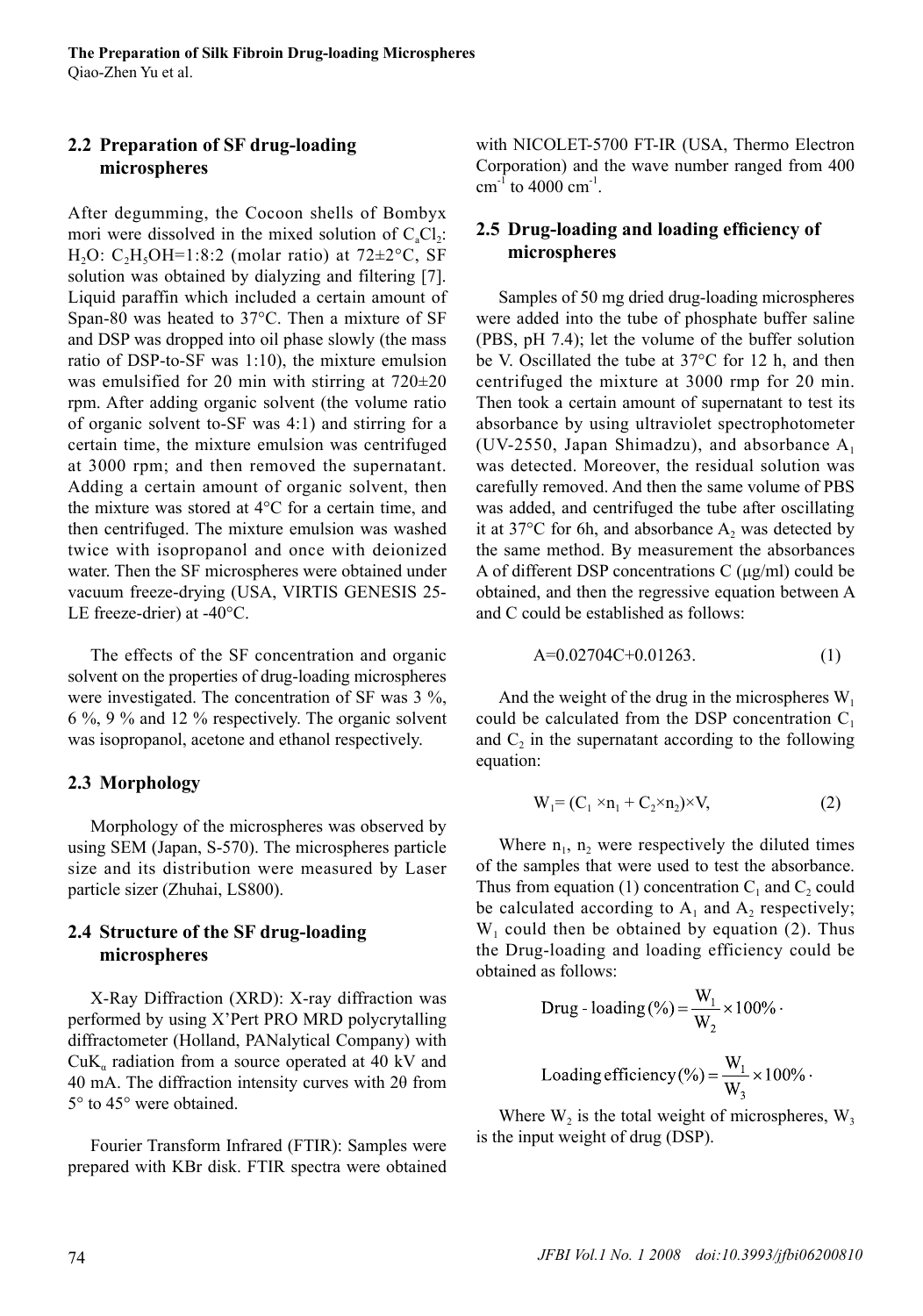## 2.2 Preparation of SF drug-loading microspheres

After degumming, the Cocoon shells of Bombyx mori were dissolved in the mixed solution of $C_aCl_2$: $H_2O$: $C_2H_5OH$=1:8:2 (molar ratio) at 72±2°C, SF solution was obtained by dialyzing and filtering [7]. Liquid paraffin which included a certain amount of Span-80 was heated to 37°C. Then a mixture of SF and DSP was dropped into oil phase slowly (the mass ratio of DSP-to-SF was 1:10), the mixture emulsion was emulsified for 20 min with stirring at 720±20 rpm. After adding organic solvent (the volume ratio of organic solvent to-SF was 4:1) and stirring for a certain time, the mixture emulsion was centrifuged at 3000 rpm; and then removed the supernatant. Adding a certain amount of organic solvent, then the mixture was stored at 4°C for a certain time, and then centrifuged. The mixture emulsion was washed twice with isopropanol and once with deionized water. Then the SF microspheres were obtained under vacuum freeze-drying (USA, VIRTIS GENESIS 25-LE freeze-drier) at -40°C.

The effects of the SF concentration and organic solvent on the properties of drug-loading microspheres were investigated. The concentration of SF was 3 %, 6 %, 9 % and 12 % respectively. The organic solvent was isopropanol, acetone and ethanol respectively.

## 2.3 Morphology

Morphology of the microspheres was observed by using SEM (Japan, S-570). The microspheres particle size and its distribution were measured by Laser particle sizer (Zhuhai, LS800).

## 2.4 Structure of the SF drug-loading microspheres

X-Ray Diffraction (XRD): X-ray diffraction was performed by using X'Pert PRO MRD polycrytalling diffractometer (Holland, PANalytical Company) with $CuK_\alpha$ radiation from a source operated at 40 kV and 40 mA. The diffraction intensity curves with 2θ from 5° to 45° were obtained.

Fourier Transform Infrared (FTIR): Samples were prepared with KBr disk. FTIR spectra were obtained with NICOLET-5700 FT-IR (USA, Thermo Electron Corporation) and the wave number ranged from 400 $cm^{-1}$ to 4000 $cm^{-1}$.

## 2.5 Drug-loading and loading efficiency of microspheres

Samples of 50 mg dried drug-loading microspheres were added into the tube of phosphate buffer saline (PBS, pH 7.4); let the volume of the buffer solution be V. Oscillated the tube at 37°C for 12 h, and then centrifuged the mixture at 3000 rmp for 20 min. Then took a certain amount of supernatant to test its absorbance by using ultraviolet spectrophotometer (UV-2550, Japan Shimadzu), and absorbance $A_1$ was detected. Moreover, the residual solution was carefully removed. And then the same volume of PBS was added, and centrifuged the tube after oscillating it at 37°C for 6h, and absorbance $A_2$ was detected by the same method. By measurement the absorbances A of different DSP concentrations C (μg/ml) could be obtained, and then the regressive equation between A and C could be established as follows:

$$A=0.02704C+0.01263. \quad (1)$$

And the weight of the drug in the microspheres $W_1$ could be calculated from the DSP concentration $C_1$ and $C_2$ in the supernatant according to the following equation:

$$W_1= (C_1 \times n_1 + C_2 \times n_2) \times V, \quad (2)$$

Where $n_1$, $n_2$ were respectively the diluted times of the samples that were used to test the absorbance. Thus from equation (1) concentration $C_1$ and $C_2$ could be calculated according to $A_1$ and $A_2$ respectively; $W_1$ could then be obtained by equation (2). Thus the Drug-loading and loading efficiency could be obtained as follows:

$$\text{Drug - loading}(\%) = \frac{W_1}{W_2} \times 100\% \cdot$$

$$\text{Loading efficiency}(\%) = \frac{W_1}{W_3} \times 100\% \cdot$$

Where $W_2$ is the total weight of microspheres, $W_3$ is the input weight of drug (DSP).